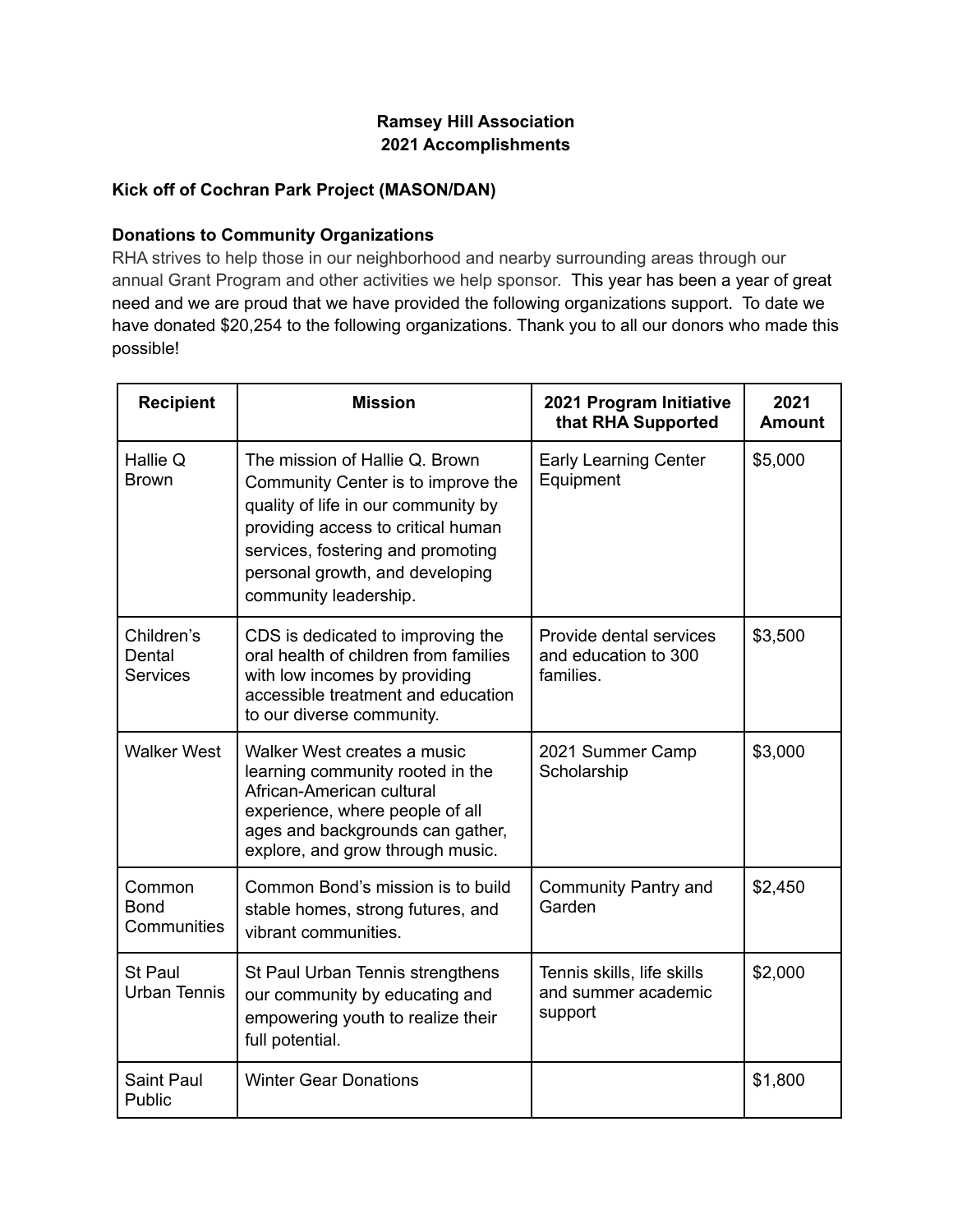# Ramsey Hill Association
# 2021 Accomplishments

### Kick off of Cochran Park Project (MASON/DAN)

### Donations to Community Organizations

RHA strives to help those in our neighborhood and nearby surrounding areas through our annual Grant Program and other activities we help sponsor. This year has been a year of great need and we are proud that we have provided the following organizations support. To date we have donated $20,254 to the following organizations. Thank you to all our donors who made this possible!

| Recipient | Mission | 2021 Program Initiative that RHA Supported | 2021 Amount |
|---|---|---|---|
| Hallie Q Brown | The mission of Hallie Q. Brown Community Center is to improve the quality of life in our community by providing access to critical human services, fostering and promoting personal growth, and developing community leadership. | Early Learning Center Equipment | $5,000 |
| Children's Dental Services | CDS is dedicated to improving the oral health of children from families with low incomes by providing accessible treatment and education to our diverse community. | Provide dental services and education to 300 families. | $3,500 |
| Walker West | Walker West creates a music learning community rooted in the African-American cultural experience, where people of all ages and backgrounds can gather, explore, and grow through music. | 2021 Summer Camp Scholarship | $3,000 |
| Common Bond Communities | Common Bond's mission is to build stable homes, strong futures, and vibrant communities. | Community Pantry and Garden | $2,450 |
| St Paul Urban Tennis | St Paul Urban Tennis strengthens our community by educating and empowering youth to realize their full potential. | Tennis skills, life skills and summer academic support | $2,000 |
| Saint Paul Public | Winter Gear Donations | | $1,800 |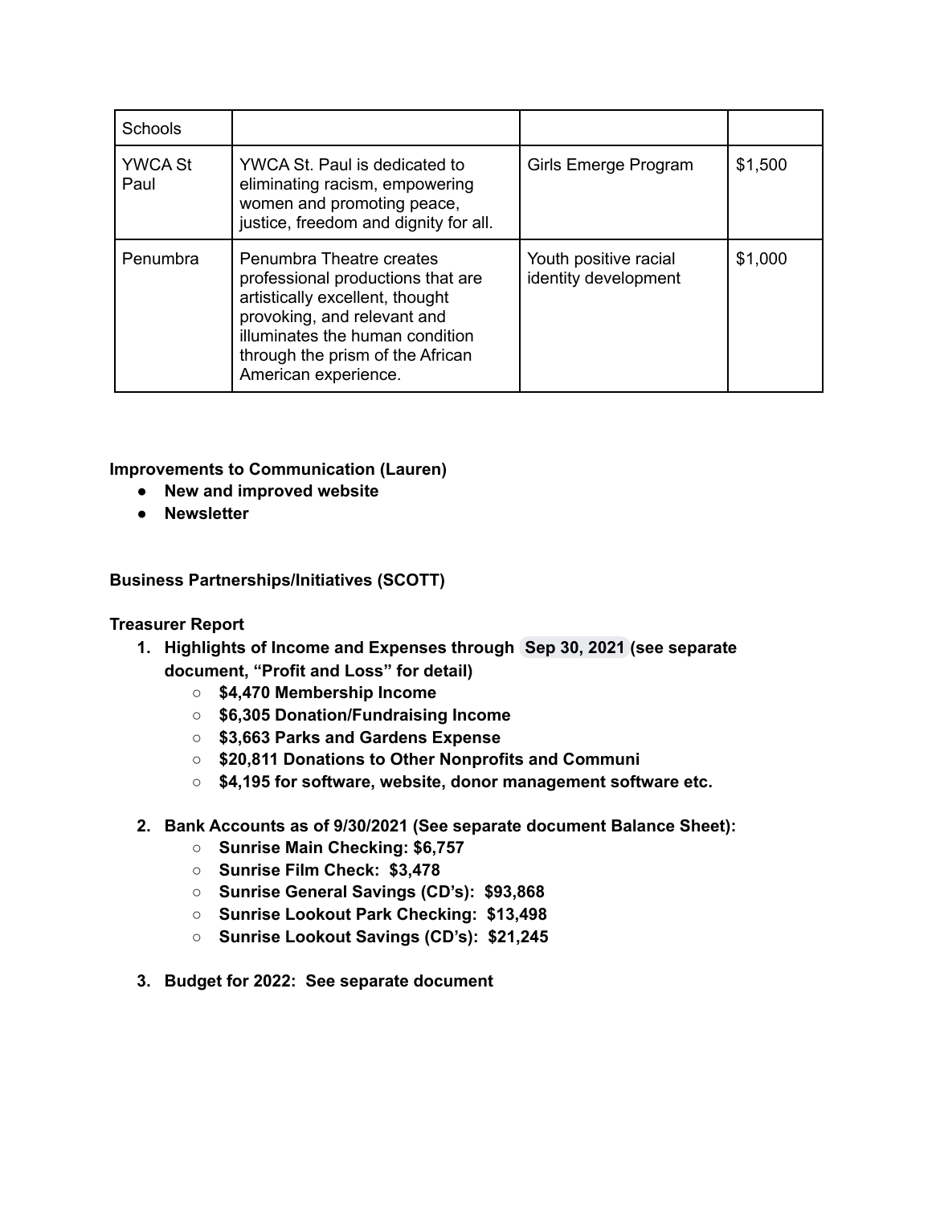| Schools | | | |
|---|---|---|---|
| YWCA St Paul | YWCA St. Paul is dedicated to eliminating racism, empowering women and promoting peace, justice, freedom and dignity for all. | Girls Emerge Program | $1,500 |
| Penumbra | Penumbra Theatre creates professional productions that are artistically excellent, thought provoking, and relevant and illuminates the human condition through the prism of the African American experience. | Youth positive racial identity development | $1,000 |

**Improvements to Communication (Lauren)**

- **New and improved website**
- **Newsletter**

**Business Partnerships/Initiatives (SCOTT)**

**Treasurer Report**

1. **Highlights of Income and Expenses through Sep 30, 2021 (see separate document, "Profit and Loss" for detail)**
   - **$4,470 Membership Income**
   - **$6,305 Donation/Fundraising Income**
   - **$3,663 Parks and Gardens Expense**
   - **$20,811 Donations to Other Nonprofits and Communi**
   - **$4,195 for software, website, donor management software etc.**
2. **Bank Accounts as of 9/30/2021 (See separate document Balance Sheet):**
   - **Sunrise Main Checking: $6,757**
   - **Sunrise Film Check: $3,478**
   - **Sunrise General Savings (CD's): $93,868**
   - **Sunrise Lookout Park Checking: $13,498**
   - **Sunrise Lookout Savings (CD's): $21,245**
3. **Budget for 2022: See separate document**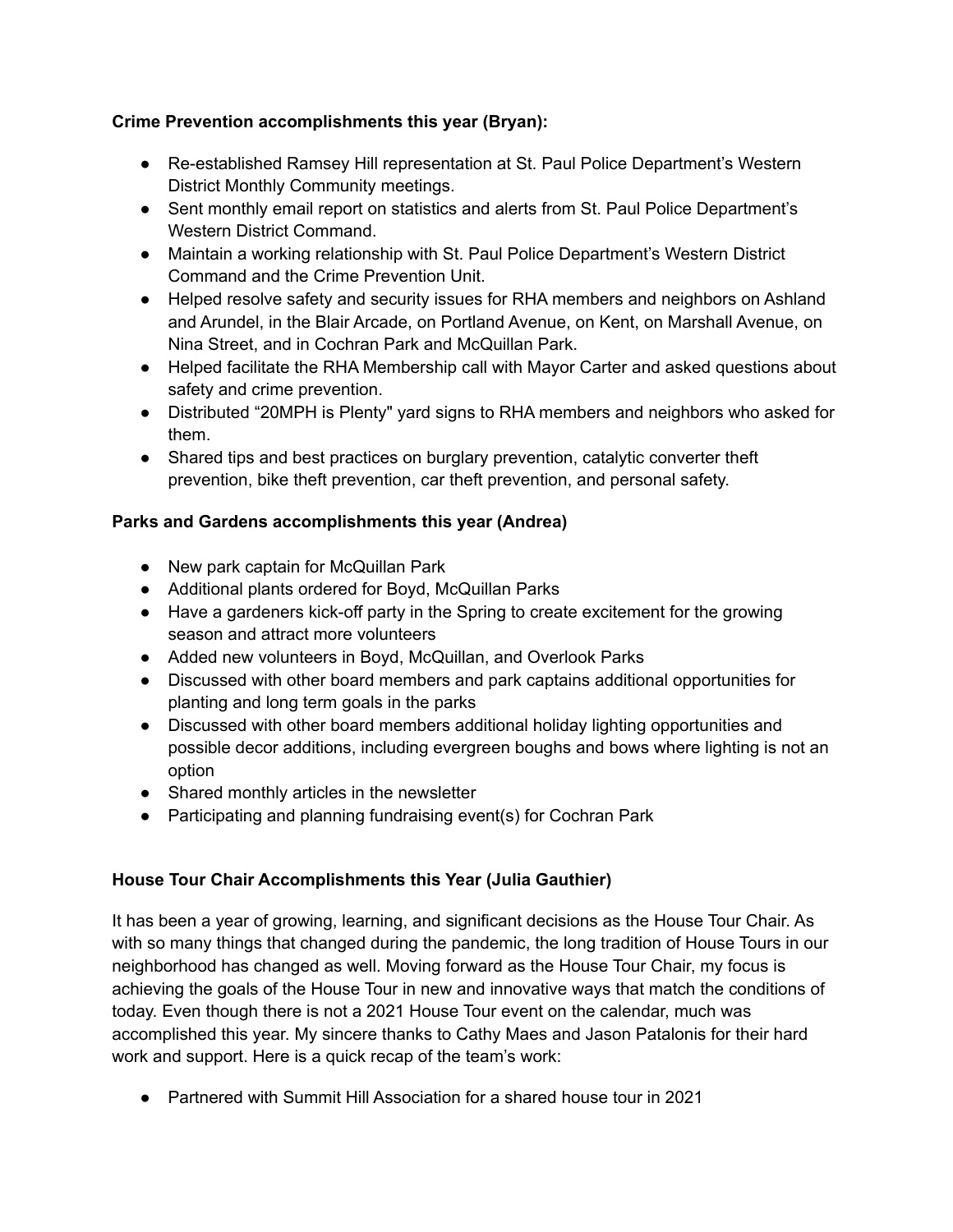**Crime Prevention accomplishments this year (Bryan):**

- Re-established Ramsey Hill representation at St. Paul Police Department's Western District Monthly Community meetings.
- Sent monthly email report on statistics and alerts from St. Paul Police Department's Western District Command.
- Maintain a working relationship with St. Paul Police Department's Western District Command and the Crime Prevention Unit.
- Helped resolve safety and security issues for RHA members and neighbors on Ashland and Arundel, in the Blair Arcade, on Portland Avenue, on Kent, on Marshall Avenue, on Nina Street, and in Cochran Park and McQuillan Park.
- Helped facilitate the RHA Membership call with Mayor Carter and asked questions about safety and crime prevention.
- Distributed "20MPH is Plenty" yard signs to RHA members and neighbors who asked for them.
- Shared tips and best practices on burglary prevention, catalytic converter theft prevention, bike theft prevention, car theft prevention, and personal safety.

**Parks and Gardens accomplishments this year (Andrea)**

- New park captain for McQuillan Park
- Additional plants ordered for Boyd, McQuillan Parks
- Have a gardeners kick-off party in the Spring to create excitement for the growing season and attract more volunteers
- Added new volunteers in Boyd, McQuillan, and Overlook Parks
- Discussed with other board members and park captains additional opportunities for planting and long term goals in the parks
- Discussed with other board members additional holiday lighting opportunities and possible decor additions, including evergreen boughs and bows where lighting is not an option
- Shared monthly articles in the newsletter
- Participating and planning fundraising event(s) for Cochran Park

**House Tour Chair Accomplishments this Year (Julia Gauthier)**

It has been a year of growing, learning, and significant decisions as the House Tour Chair. As with so many things that changed during the pandemic, the long tradition of House Tours in our neighborhood has changed as well. Moving forward as the House Tour Chair, my focus is achieving the goals of the House Tour in new and innovative ways that match the conditions of today. Even though there is not a 2021 House Tour event on the calendar, much was accomplished this year. My sincere thanks to Cathy Maes and Jason Patalonis for their hard work and support. Here is a quick recap of the team's work:

- Partnered with Summit Hill Association for a shared house tour in 2021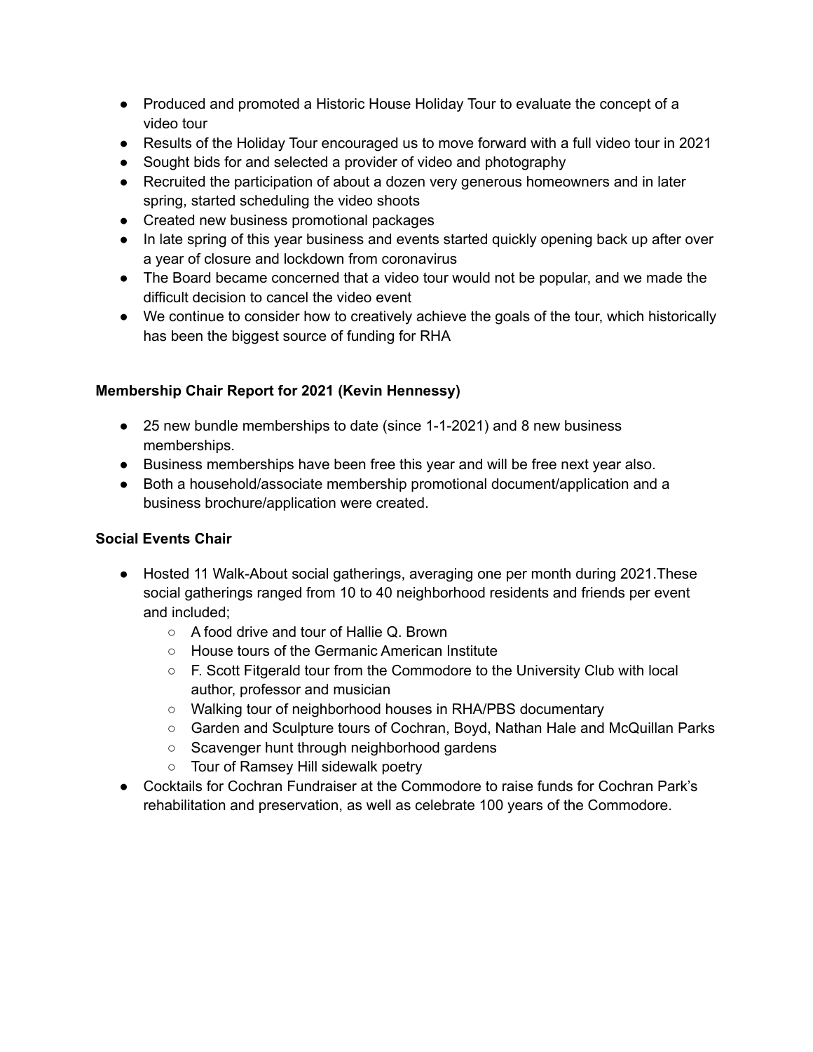- Produced and promoted a Historic House Holiday Tour to evaluate the concept of a video tour
- Results of the Holiday Tour encouraged us to move forward with a full video tour in 2021
- Sought bids for and selected a provider of video and photography
- Recruited the participation of about a dozen very generous homeowners and in later spring, started scheduling the video shoots
- Created new business promotional packages
- In late spring of this year business and events started quickly opening back up after over a year of closure and lockdown from coronavirus
- The Board became concerned that a video tour would not be popular, and we made the difficult decision to cancel the video event
- We continue to consider how to creatively achieve the goals of the tour, which historically has been the biggest source of funding for RHA

**Membership Chair Report for 2021 (Kevin Hennessy)**

- 25 new bundle memberships to date (since 1-1-2021) and 8 new business memberships.
- Business memberships have been free this year and will be free next year also.
- Both a household/associate membership promotional document/application and a business brochure/application were created.

**Social Events Chair**

- Hosted 11 Walk-About social gatherings, averaging one per month during 2021.These social gatherings ranged from 10 to 40 neighborhood residents and friends per event and included;
  - A food drive and tour of Hallie Q. Brown
  - House tours of the Germanic American Institute
  - F. Scott Fitgerald tour from the Commodore to the University Club with local author, professor and musician
  - Walking tour of neighborhood houses in RHA/PBS documentary
  - Garden and Sculpture tours of Cochran, Boyd, Nathan Hale and McQuillan Parks
  - Scavenger hunt through neighborhood gardens
  - Tour of Ramsey Hill sidewalk poetry
- Cocktails for Cochran Fundraiser at the Commodore to raise funds for Cochran Park's rehabilitation and preservation, as well as celebrate 100 years of the Commodore.